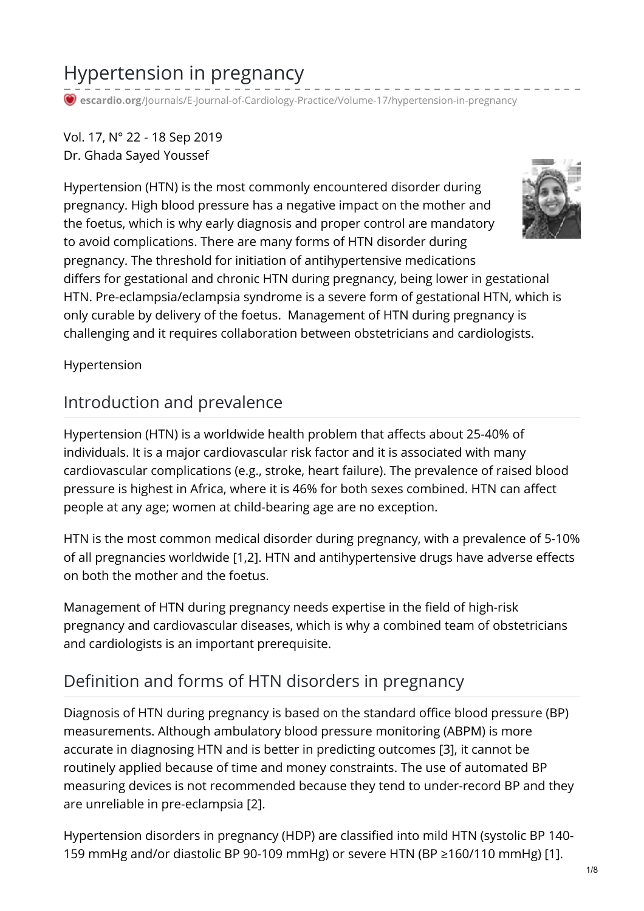# Hypertension in pregnancy

escardio.org/Journals/E-Journal-of-Cardiology-Practice/Volume-17/hypertension-in-pregnancy

Vol. 17, N° 22 - 18 Sep 2019
Dr. Ghada Sayed Youssef

Hypertension (HTN) is the most commonly encountered disorder during pregnancy. High blood pressure has a negative impact on the mother and the foetus, which is why early diagnosis and proper control are mandatory to avoid complications. There are many forms of HTN disorder during pregnancy. The threshold for initiation of antihypertensive medications differs for gestational and chronic HTN during pregnancy, being lower in gestational HTN. Pre-eclampsia/eclampsia syndrome is a severe form of gestational HTN, which is only curable by delivery of the foetus. Management of HTN during pregnancy is challenging and it requires collaboration between obstetricians and cardiologists.

Hypertension

## Introduction and prevalence

Hypertension (HTN) is a worldwide health problem that affects about 25-40% of individuals. It is a major cardiovascular risk factor and it is associated with many cardiovascular complications (e.g., stroke, heart failure). The prevalence of raised blood pressure is highest in Africa, where it is 46% for both sexes combined. HTN can affect people at any age; women at child-bearing age are no exception.

HTN is the most common medical disorder during pregnancy, with a prevalence of 5-10% of all pregnancies worldwide [1,2]. HTN and antihypertensive drugs have adverse effects on both the mother and the foetus.

Management of HTN during pregnancy needs expertise in the field of high-risk pregnancy and cardiovascular diseases, which is why a combined team of obstetricians and cardiologists is an important prerequisite.

## Definition and forms of HTN disorders in pregnancy

Diagnosis of HTN during pregnancy is based on the standard office blood pressure (BP) measurements. Although ambulatory blood pressure monitoring (ABPM) is more accurate in diagnosing HTN and is better in predicting outcomes [3], it cannot be routinely applied because of time and money constraints. The use of automated BP measuring devices is not recommended because they tend to under-record BP and they are unreliable in pre-eclampsia [2].

Hypertension disorders in pregnancy (HDP) are classified into mild HTN (systolic BP 140-159 mmHg and/or diastolic BP 90-109 mmHg) or severe HTN (BP ≥160/110 mmHg) [1].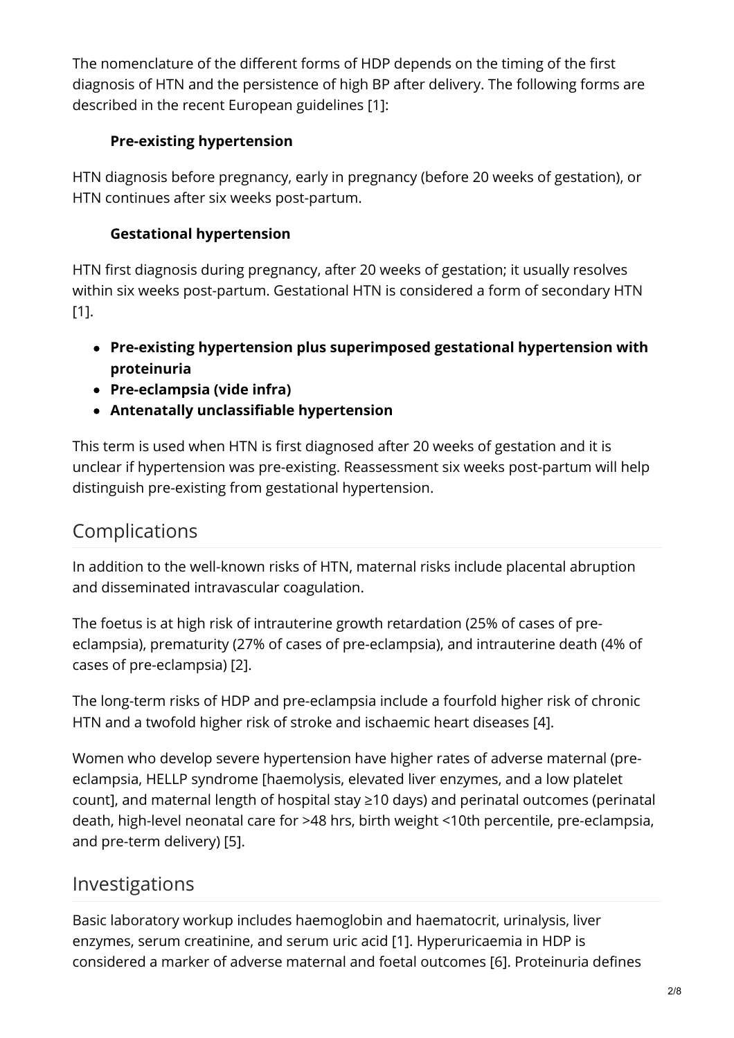The nomenclature of the different forms of HDP depends on the timing of the first diagnosis of HTN and the persistence of high BP after delivery. The following forms are described in the recent European guidelines [1]:

**Pre-existing hypertension**

HTN diagnosis before pregnancy, early in pregnancy (before 20 weeks of gestation), or HTN continues after six weeks post-partum.

**Gestational hypertension**

HTN first diagnosis during pregnancy, after 20 weeks of gestation; it usually resolves within six weeks post-partum. Gestational HTN is considered a form of secondary HTN [1].

- **Pre-existing hypertension plus superimposed gestational hypertension with proteinuria**
- **Pre-eclampsia (vide infra)**
- **Antenatally unclassifiable hypertension**

This term is used when HTN is first diagnosed after 20 weeks of gestation and it is unclear if hypertension was pre-existing. Reassessment six weeks post-partum will help distinguish pre-existing from gestational hypertension.

## Complications

In addition to the well-known risks of HTN, maternal risks include placental abruption and disseminated intravascular coagulation.

The foetus is at high risk of intrauterine growth retardation (25% of cases of pre-eclampsia), prematurity (27% of cases of pre-eclampsia), and intrauterine death (4% of cases of pre-eclampsia) [2].

The long-term risks of HDP and pre-eclampsia include a fourfold higher risk of chronic HTN and a twofold higher risk of stroke and ischaemic heart diseases [4].

Women who develop severe hypertension have higher rates of adverse maternal (pre-eclampsia, HELLP syndrome [haemolysis, elevated liver enzymes, and a low platelet count], and maternal length of hospital stay ≥10 days) and perinatal outcomes (perinatal death, high-level neonatal care for >48 hrs, birth weight <10th percentile, pre-eclampsia, and pre-term delivery) [5].

## Investigations

Basic laboratory workup includes haemoglobin and haematocrit, urinalysis, liver enzymes, serum creatinine, and serum uric acid [1]. Hyperuricaemia in HDP is considered a marker of adverse maternal and foetal outcomes [6]. Proteinuria defines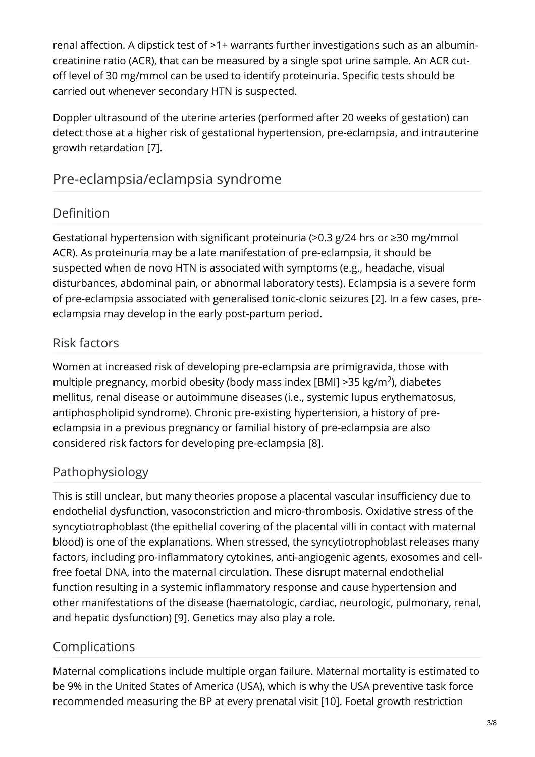renal affection. A dipstick test of >1+ warrants further investigations such as an albumin-creatinine ratio (ACR), that can be measured by a single spot urine sample. An ACR cut-off level of 30 mg/mmol can be used to identify proteinuria. Specific tests should be carried out whenever secondary HTN is suspected.

Doppler ultrasound of the uterine arteries (performed after 20 weeks of gestation) can detect those at a higher risk of gestational hypertension, pre-eclampsia, and intrauterine growth retardation [7].

## Pre-eclampsia/eclampsia syndrome

### Definition

Gestational hypertension with significant proteinuria (>0.3 g/24 hrs or ≥30 mg/mmol ACR). As proteinuria may be a late manifestation of pre-eclampsia, it should be suspected when de novo HTN is associated with symptoms (e.g., headache, visual disturbances, abdominal pain, or abnormal laboratory tests). Eclampsia is a severe form of pre-eclampsia associated with generalised tonic-clonic seizures [2]. In a few cases, pre-eclampsia may develop in the early post-partum period.

### Risk factors

Women at increased risk of developing pre-eclampsia are primigravida, those with multiple pregnancy, morbid obesity (body mass index [BMI] >35 kg/m$^2$), diabetes mellitus, renal disease or autoimmune diseases (i.e., systemic lupus erythematosus, antiphospholipid syndrome). Chronic pre-existing hypertension, a history of pre-eclampsia in a previous pregnancy or familial history of pre-eclampsia are also considered risk factors for developing pre-eclampsia [8].

### Pathophysiology

This is still unclear, but many theories propose a placental vascular insufficiency due to endothelial dysfunction, vasoconstriction and micro-thrombosis. Oxidative stress of the syncytiotrophoblast (the epithelial covering of the placental villi in contact with maternal blood) is one of the explanations. When stressed, the syncytiotrophoblast releases many factors, including pro-inflammatory cytokines, anti-angiogenic agents, exosomes and cell-free foetal DNA, into the maternal circulation. These disrupt maternal endothelial function resulting in a systemic inflammatory response and cause hypertension and other manifestations of the disease (haematologic, cardiac, neurologic, pulmonary, renal, and hepatic dysfunction) [9]. Genetics may also play a role.

### Complications

Maternal complications include multiple organ failure. Maternal mortality is estimated to be 9% in the United States of America (USA), which is why the USA preventive task force recommended measuring the BP at every prenatal visit [10]. Foetal growth restriction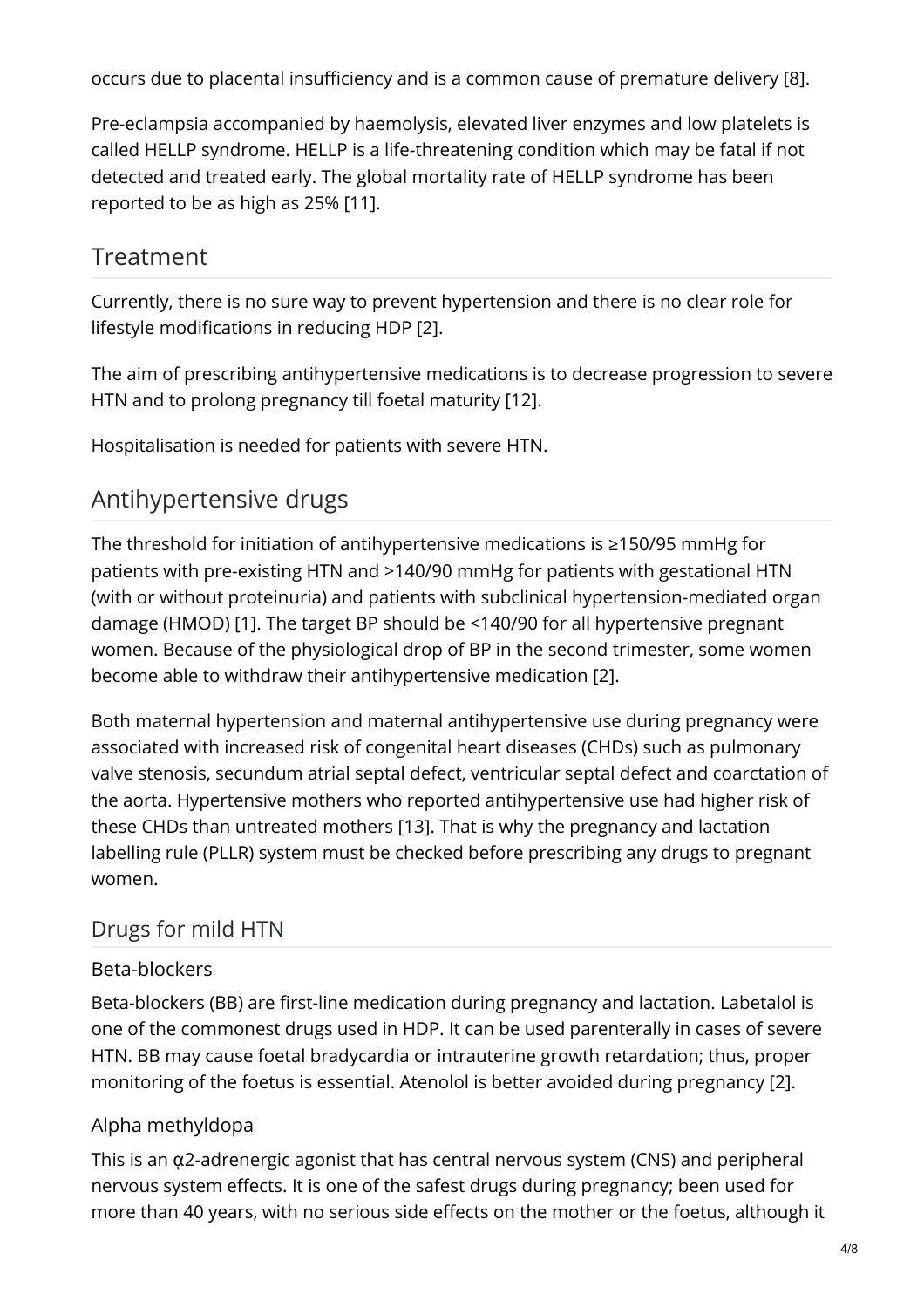occurs due to placental insufficiency and is a common cause of premature delivery [8].

Pre-eclampsia accompanied by haemolysis, elevated liver enzymes and low platelets is called HELLP syndrome. HELLP is a life-threatening condition which may be fatal if not detected and treated early. The global mortality rate of HELLP syndrome has been reported to be as high as 25% [11].

## Treatment

Currently, there is no sure way to prevent hypertension and there is no clear role for lifestyle modifications in reducing HDP [2].

The aim of prescribing antihypertensive medications is to decrease progression to severe HTN and to prolong pregnancy till foetal maturity [12].

Hospitalisation is needed for patients with severe HTN.

## Antihypertensive drugs

The threshold for initiation of antihypertensive medications is ≥150/95 mmHg for patients with pre-existing HTN and >140/90 mmHg for patients with gestational HTN (with or without proteinuria) and patients with subclinical hypertension-mediated organ damage (HMOD) [1]. The target BP should be <140/90 for all hypertensive pregnant women. Because of the physiological drop of BP in the second trimester, some women become able to withdraw their antihypertensive medication [2].

Both maternal hypertension and maternal antihypertensive use during pregnancy were associated with increased risk of congenital heart diseases (CHDs) such as pulmonary valve stenosis, secundum atrial septal defect, ventricular septal defect and coarctation of the aorta. Hypertensive mothers who reported antihypertensive use had higher risk of these CHDs than untreated mothers [13]. That is why the pregnancy and lactation labelling rule (PLLR) system must be checked before prescribing any drugs to pregnant women.

### Drugs for mild HTN

#### Beta-blockers

Beta-blockers (BB) are first-line medication during pregnancy and lactation. Labetalol is one of the commonest drugs used in HDP. It can be used parenterally in cases of severe HTN. BB may cause foetal bradycardia or intrauterine growth retardation; thus, proper monitoring of the foetus is essential. Atenolol is better avoided during pregnancy [2].

#### Alpha methyldopa

This is an $\alpha_2$-adrenergic agonist that has central nervous system (CNS) and peripheral nervous system effects. It is one of the safest drugs during pregnancy; been used for more than 40 years, with no serious side effects on the mother or the foetus, although it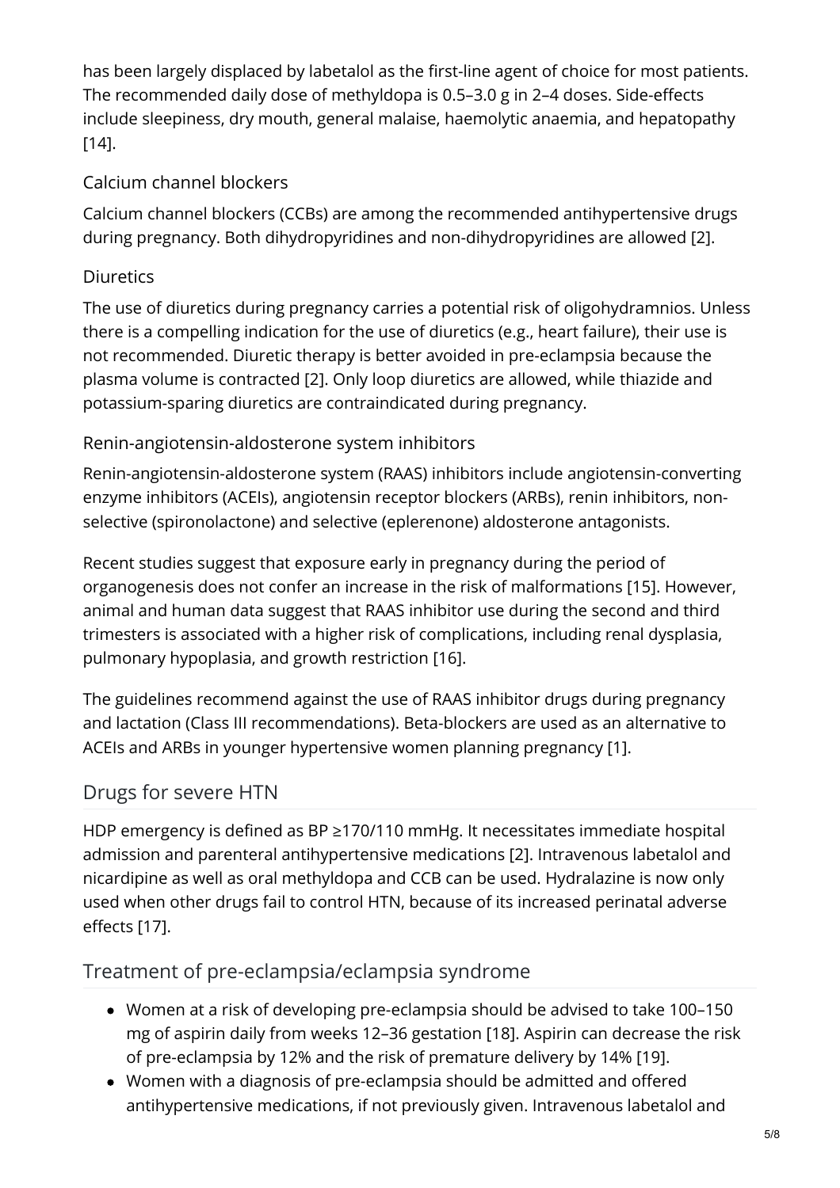has been largely displaced by labetalol as the first-line agent of choice for most patients. The recommended daily dose of methyldopa is 0.5–3.0 g in 2–4 doses. Side-effects include sleepiness, dry mouth, general malaise, haemolytic anaemia, and hepatopathy [14].

### Calcium channel blockers

Calcium channel blockers (CCBs) are among the recommended antihypertensive drugs during pregnancy. Both dihydropyridines and non-dihydropyridines are allowed [2].

### Diuretics

The use of diuretics during pregnancy carries a potential risk of oligohydramnios. Unless there is a compelling indication for the use of diuretics (e.g., heart failure), their use is not recommended. Diuretic therapy is better avoided in pre-eclampsia because the plasma volume is contracted [2]. Only loop diuretics are allowed, while thiazide and potassium-sparing diuretics are contraindicated during pregnancy.

### Renin-angiotensin-aldosterone system inhibitors

Renin-angiotensin-aldosterone system (RAAS) inhibitors include angiotensin-converting enzyme inhibitors (ACEIs), angiotensin receptor blockers (ARBs), renin inhibitors, non-selective (spironolactone) and selective (eplerenone) aldosterone antagonists.

Recent studies suggest that exposure early in pregnancy during the period of organogenesis does not confer an increase in the risk of malformations [15]. However, animal and human data suggest that RAAS inhibitor use during the second and third trimesters is associated with a higher risk of complications, including renal dysplasia, pulmonary hypoplasia, and growth restriction [16].

The guidelines recommend against the use of RAAS inhibitor drugs during pregnancy and lactation (Class III recommendations). Beta-blockers are used as an alternative to ACEIs and ARBs in younger hypertensive women planning pregnancy [1].

## Drugs for severe HTN

HDP emergency is defined as BP ≥170/110 mmHg. It necessitates immediate hospital admission and parenteral antihypertensive medications [2]. Intravenous labetalol and nicardipine as well as oral methyldopa and CCB can be used. Hydralazine is now only used when other drugs fail to control HTN, because of its increased perinatal adverse effects [17].

## Treatment of pre-eclampsia/eclampsia syndrome

- Women at a risk of developing pre-eclampsia should be advised to take 100–150 mg of aspirin daily from weeks 12–36 gestation [18]. Aspirin can decrease the risk of pre-eclampsia by 12% and the risk of premature delivery by 14% [19].
- Women with a diagnosis of pre-eclampsia should be admitted and offered antihypertensive medications, if not previously given. Intravenous labetalol and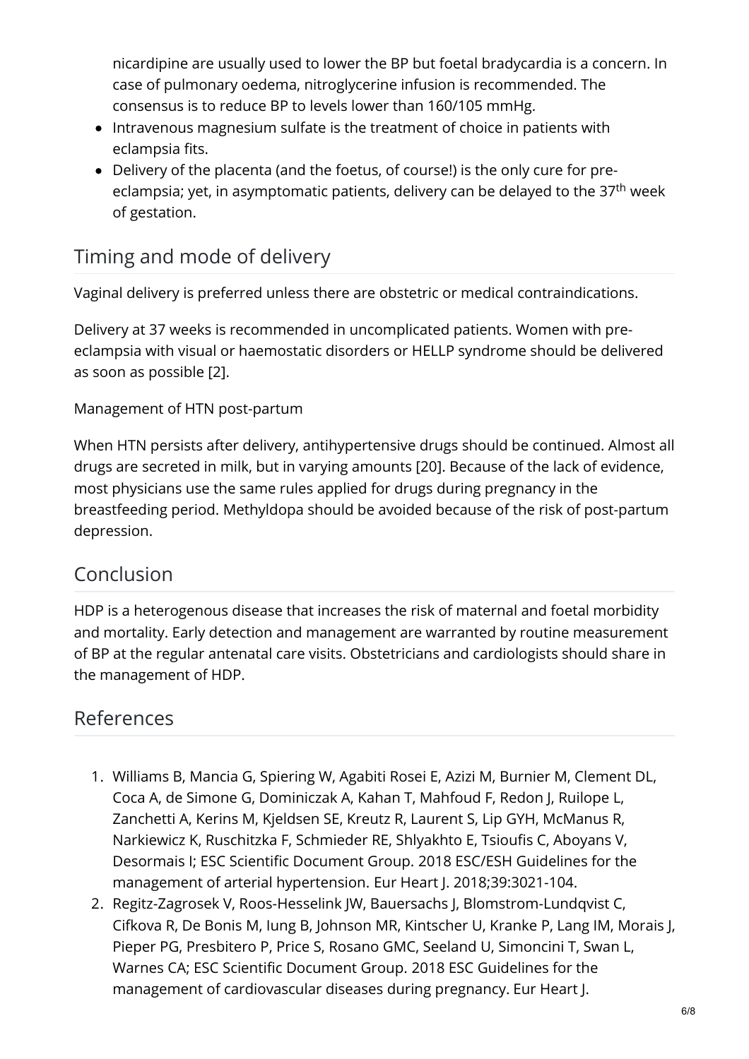nicardipine are usually used to lower the BP but foetal bradycardia is a concern. In case of pulmonary oedema, nitroglycerine infusion is recommended. The consensus is to reduce BP to levels lower than 160/105 mmHg.

- Intravenous magnesium sulfate is the treatment of choice in patients with eclampsia fits.
- Delivery of the placenta (and the foetus, of course!) is the only cure for pre-eclampsia; yet, in asymptomatic patients, delivery can be delayed to the 37$^{th}$ week of gestation.

## Timing and mode of delivery

Vaginal delivery is preferred unless there are obstetric or medical contraindications.

Delivery at 37 weeks is recommended in uncomplicated patients. Women with pre-eclampsia with visual or haemostatic disorders or HELLP syndrome should be delivered as soon as possible [2].

Management of HTN post-partum

When HTN persists after delivery, antihypertensive drugs should be continued. Almost all drugs are secreted in milk, but in varying amounts [20]. Because of the lack of evidence, most physicians use the same rules applied for drugs during pregnancy in the breastfeeding period. Methyldopa should be avoided because of the risk of post-partum depression.

## Conclusion

HDP is a heterogenous disease that increases the risk of maternal and foetal morbidity and mortality. Early detection and management are warranted by routine measurement of BP at the regular antenatal care visits. Obstetricians and cardiologists should share in the management of HDP.

## References

1. Williams B, Mancia G, Spiering W, Agabiti Rosei E, Azizi M, Burnier M, Clement DL, Coca A, de Simone G, Dominiczak A, Kahan T, Mahfoud F, Redon J, Ruilope L, Zanchetti A, Kerins M, Kjeldsen SE, Kreutz R, Laurent S, Lip GYH, McManus R, Narkiewicz K, Ruschitzka F, Schmieder RE, Shlyakhto E, Tsioufis C, Aboyans V, Desormais I; ESC Scientific Document Group. 2018 ESC/ESH Guidelines for the management of arterial hypertension. Eur Heart J. 2018;39:3021-104.
2. Regitz-Zagrosek V, Roos-Hesselink JW, Bauersachs J, Blomstrom-Lundqvist C, Cifkova R, De Bonis M, Iung B, Johnson MR, Kintscher U, Kranke P, Lang IM, Morais J, Pieper PG, Presbitero P, Price S, Rosano GMC, Seeland U, Simoncini T, Swan L, Warnes CA; ESC Scientific Document Group. 2018 ESC Guidelines for the management of cardiovascular diseases during pregnancy. Eur Heart J.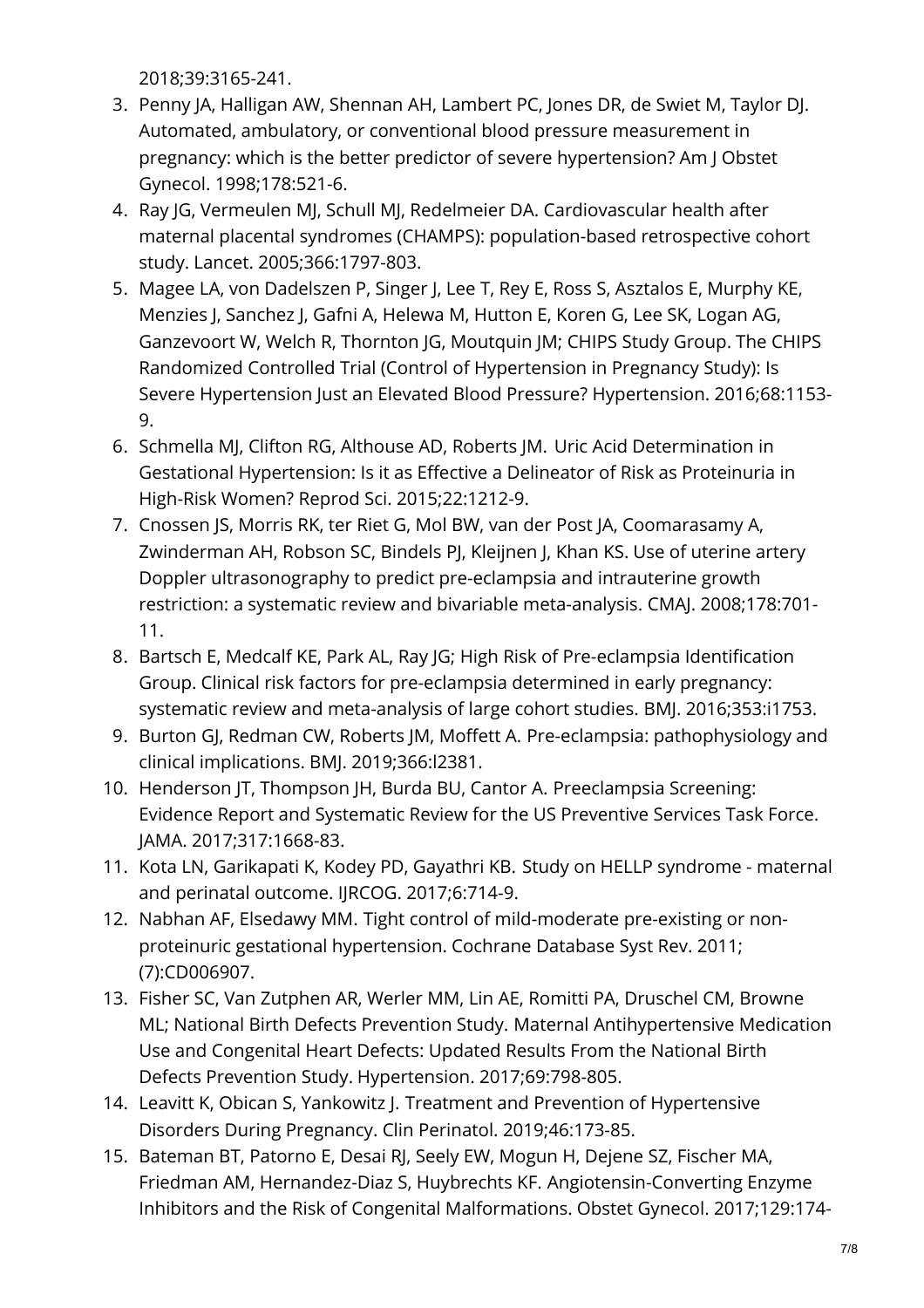2018;39:3165-241.

3. Penny JA, Halligan AW, Shennan AH, Lambert PC, Jones DR, de Swiet M, Taylor DJ. Automated, ambulatory, or conventional blood pressure measurement in pregnancy: which is the better predictor of severe hypertension? Am J Obstet Gynecol. 1998;178:521-6.
4. Ray JG, Vermeulen MJ, Schull MJ, Redelmeier DA. Cardiovascular health after maternal placental syndromes (CHAMPS): population-based retrospective cohort study. Lancet. 2005;366:1797-803.
5. Magee LA, von Dadelszen P, Singer J, Lee T, Rey E, Ross S, Asztalos E, Murphy KE, Menzies J, Sanchez J, Gafni A, Helewa M, Hutton E, Koren G, Lee SK, Logan AG, Ganzevoort W, Welch R, Thornton JG, Moutquin JM; CHIPS Study Group. The CHIPS Randomized Controlled Trial (Control of Hypertension in Pregnancy Study): Is Severe Hypertension Just an Elevated Blood Pressure? Hypertension. 2016;68:1153-9.
6. Schmella MJ, Clifton RG, Althouse AD, Roberts JM. Uric Acid Determination in Gestational Hypertension: Is it as Effective a Delineator of Risk as Proteinuria in High-Risk Women? Reprod Sci. 2015;22:1212-9.
7. Cnossen JS, Morris RK, ter Riet G, Mol BW, van der Post JA, Coomarasamy A, Zwinderman AH, Robson SC, Bindels PJ, Kleijnen J, Khan KS. Use of uterine artery Doppler ultrasonography to predict pre-eclampsia and intrauterine growth restriction: a systematic review and bivariable meta-analysis. CMAJ. 2008;178:701-11.
8. Bartsch E, Medcalf KE, Park AL, Ray JG; High Risk of Pre-eclampsia Identification Group. Clinical risk factors for pre-eclampsia determined in early pregnancy: systematic review and meta-analysis of large cohort studies. BMJ. 2016;353:i1753.
9. Burton GJ, Redman CW, Roberts JM, Moffett A. Pre-eclampsia: pathophysiology and clinical implications. BMJ. 2019;366:l2381.
10. Henderson JT, Thompson JH, Burda BU, Cantor A. Preeclampsia Screening: Evidence Report and Systematic Review for the US Preventive Services Task Force. JAMA. 2017;317:1668-83.
11. Kota LN, Garikapati K, Kodey PD, Gayathri KB. Study on HELLP syndrome - maternal and perinatal outcome. IJRCOG. 2017;6:714-9.
12. Nabhan AF, Elsedawy MM. Tight control of mild-moderate pre-existing or non-proteinuric gestational hypertension. Cochrane Database Syst Rev. 2011;(7):CD006907.
13. Fisher SC, Van Zutphen AR, Werler MM, Lin AE, Romitti PA, Druschel CM, Browne ML; National Birth Defects Prevention Study. Maternal Antihypertensive Medication Use and Congenital Heart Defects: Updated Results From the National Birth Defects Prevention Study. Hypertension. 2017;69:798-805.
14. Leavitt K, Obican S, Yankowitz J. Treatment and Prevention of Hypertensive Disorders During Pregnancy. Clin Perinatol. 2019;46:173-85.
15. Bateman BT, Patorno E, Desai RJ, Seely EW, Mogun H, Dejene SZ, Fischer MA, Friedman AM, Hernandez-Diaz S, Huybrechts KF. Angiotensin-Converting Enzyme Inhibitors and the Risk of Congenital Malformations. Obstet Gynecol. 2017;129:174-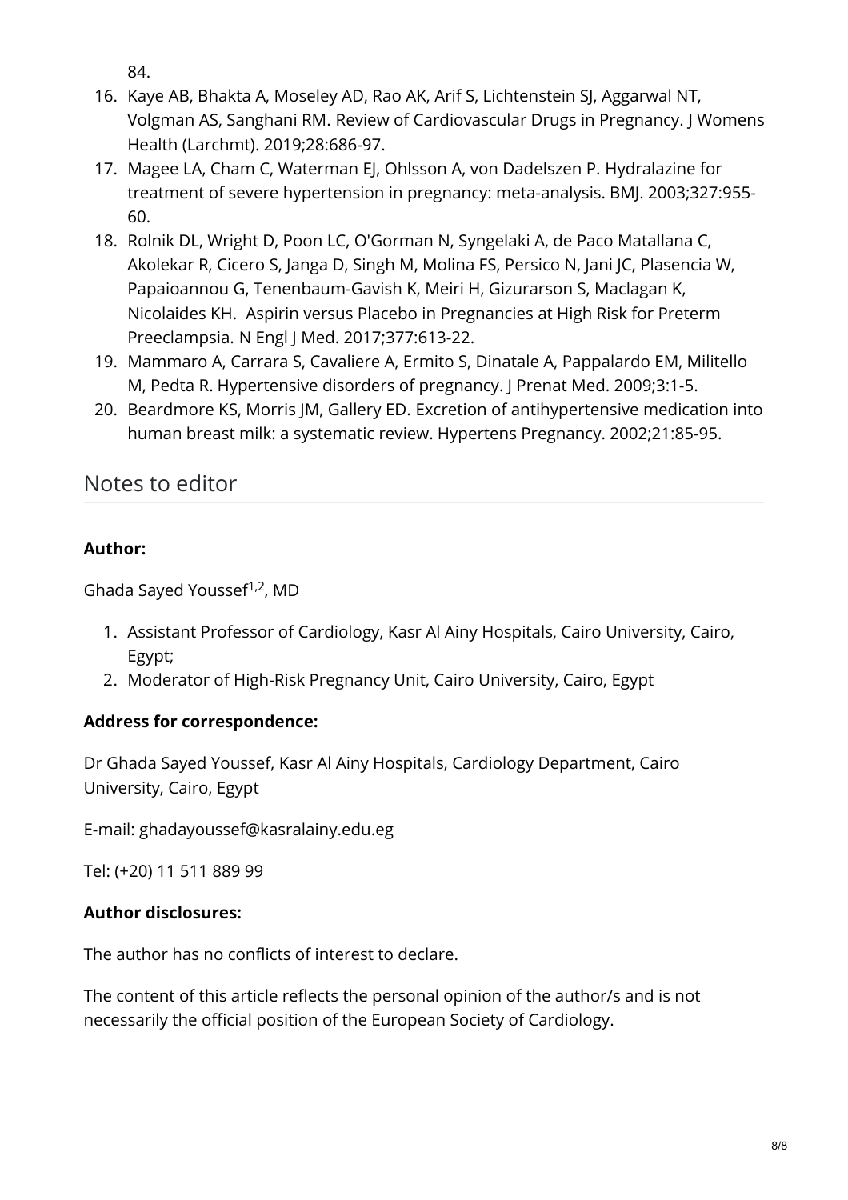84.

16. Kaye AB, Bhakta A, Moseley AD, Rao AK, Arif S, Lichtenstein SJ, Aggarwal NT, Volgman AS, Sanghani RM. Review of Cardiovascular Drugs in Pregnancy. J Womens Health (Larchmt). 2019;28:686-97.
17. Magee LA, Cham C, Waterman EJ, Ohlsson A, von Dadelszen P. Hydralazine for treatment of severe hypertension in pregnancy: meta-analysis. BMJ. 2003;327:955-60.
18. Rolnik DL, Wright D, Poon LC, O'Gorman N, Syngelaki A, de Paco Matallana C, Akolekar R, Cicero S, Janga D, Singh M, Molina FS, Persico N, Jani JC, Plasencia W, Papaioannou G, Tenenbaum-Gavish K, Meiri H, Gizurarson S, Maclagan K, Nicolaides KH. Aspirin versus Placebo in Pregnancies at High Risk for Preterm Preeclampsia. N Engl J Med. 2017;377:613-22.
19. Mammaro A, Carrara S, Cavaliere A, Ermito S, Dinatale A, Pappalardo EM, Militello M, Pedta R. Hypertensive disorders of pregnancy. J Prenat Med. 2009;3:1-5.
20. Beardmore KS, Morris JM, Gallery ED. Excretion of antihypertensive medication into human breast milk: a systematic review. Hypertens Pregnancy. 2002;21:85-95.

## Notes to editor

**Author:**

Ghada Sayed Youssef[1,2], MD

1. Assistant Professor of Cardiology, Kasr Al Ainy Hospitals, Cairo University, Cairo, Egypt;
2. Moderator of High-Risk Pregnancy Unit, Cairo University, Cairo, Egypt

**Address for correspondence:**

Dr Ghada Sayed Youssef, Kasr Al Ainy Hospitals, Cardiology Department, Cairo University, Cairo, Egypt

E-mail: ghadayoussef@kasralainy.edu.eg

Tel: (+20) 11 511 889 99

**Author disclosures:**

The author has no conflicts of interest to declare.

The content of this article reflects the personal opinion of the author/s and is not necessarily the official position of the European Society of Cardiology.